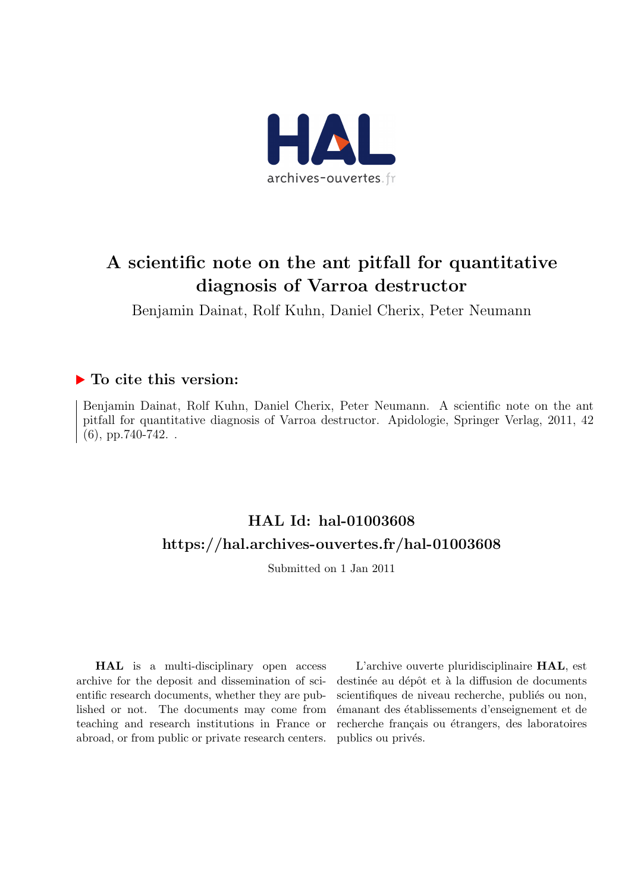# A scientific note on the ant pitfall for quantitative diagnosis of Varroa destructor

Benjamin Dainat, Rolf Kuhn, Daniel Cherix, Peter Neumann

## ▶ To cite this version:

Benjamin Dainat, Rolf Kuhn, Daniel Cherix, Peter Neumann. A scientific note on the ant pitfall for quantitative diagnosis of Varroa destructor. Apidologie, Springer Verlag, 2011, 42 (6), pp.740-742. .

## HAL Id: hal-01003608

## https://hal.archives-ouvertes.fr/hal-01003608

Submitted on 1 Jan 2011

**HAL** is a multi-disciplinary open access archive for the deposit and dissemination of scientific research documents, whether they are published or not. The documents may come from teaching and research institutions in France or abroad, or from public or private research centers.

L'archive ouverte pluridisciplinaire **HAL**, est destinée au dépôt et à la diffusion de documents scientifiques de niveau recherche, publiés ou non, émanant des établissements d'enseignement et de recherche français ou étrangers, des laboratoires publics ou privés.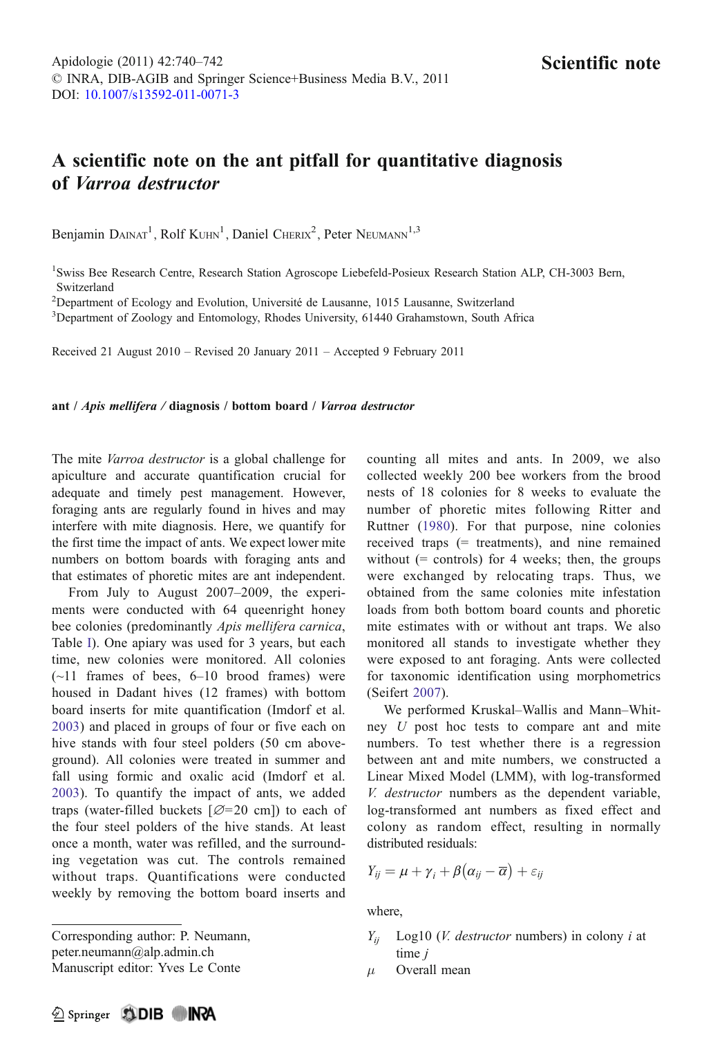Apidologie (2011) 42:740–742
© INRA, DIB-AGIB and Springer Science+Business Media B.V., 2011
DOI: 10.1007/s13592-011-0071-3

**Scientific note**

# A scientific note on the ant pitfall for quantitative diagnosis of *Varroa destructor*

Benjamin DAINAT[1], Rolf KUHN[1], Daniel CHERIX[2], Peter NEUMANN[1,3]

[1]Swiss Bee Research Centre, Research Station Agroscope Liebefeld-Posieux Research Station ALP, CH-3003 Bern, Switzerland
[2]Department of Ecology and Evolution, Université de Lausanne, 1015 Lausanne, Switzerland
[3]Department of Zoology and Entomology, Rhodes University, 61440 Grahamstown, South Africa

Received 21 August 2010 – Revised 20 January 2011 – Accepted 9 February 2011

**ant / *Apis mellifera* / diagnosis / bottom board / *Varroa destructor***

The mite *Varroa destructor* is a global challenge for apiculture and accurate quantification crucial for adequate and timely pest management. However, foraging ants are regularly found in hives and may interfere with mite diagnosis. Here, we quantify for the first time the impact of ants. We expect lower mite numbers on bottom boards with foraging ants and that estimates of phoretic mites are ant independent.

From July to August 2007–2009, the experiments were conducted with 64 queenright honey bee colonies (predominantly *Apis mellifera carnica*, Table I). One apiary was used for 3 years, but each time, new colonies were monitored. All colonies (~11 frames of bees, 6–10 brood frames) were housed in Dadant hives (12 frames) with bottom board inserts for mite quantification (Imdorf et al. 2003) and placed in groups of four or five each on hive stands with four steel polders (50 cm aboveground). All colonies were treated in summer and fall using formic and oxalic acid (Imdorf et al. 2003). To quantify the impact of ants, we added traps (water-filled buckets [∅=20 cm]) to each of the four steel polders of the hive stands. At least once a month, water was refilled, and the surrounding vegetation was cut. The controls remained without traps. Quantifications were conducted weekly by removing the bottom board inserts and counting all mites and ants. In 2009, we also collected weekly 200 bee workers from the brood nests of 18 colonies for 8 weeks to evaluate the number of phoretic mites following Ritter and Ruttner (1980). For that purpose, nine colonies received traps (= treatments), and nine remained without (= controls) for 4 weeks; then, the groups were exchanged by relocating traps. Thus, we obtained from the same colonies mite infestation loads from both bottom board counts and phoretic mite estimates with or without ant traps. We also monitored all stands to investigate whether they were exposed to ant foraging. Ants were collected for taxonomic identification using morphometrics (Seifert 2007).

We performed Kruskal–Wallis and Mann–Whitney *U* post hoc tests to compare ant and mite numbers. To test whether there is a regression between ant and mite numbers, we constructed a Linear Mixed Model (LMM), with log-transformed *V. destructor* numbers as the dependent variable, log-transformed ant numbers as fixed effect and colony as random effect, resulting in normally distributed residuals:

$$Y_{ij} = \mu + \gamma_i + \beta(\alpha_{ij} - \overline{\alpha}) + \varepsilon_{ij}$$

where,

$Y_{ij}$ Log10 (*V. destructor* numbers) in colony $i$ at time $j$
$\mu$ Overall mean

Corresponding author: P. Neumann,
peter.neumann@alp.admin.ch
Manuscript editor: Yves Le Conte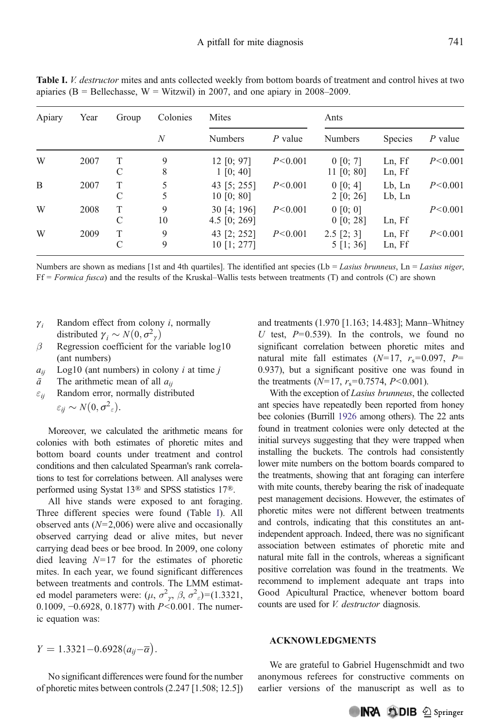**Table I.** *V. destructor* mites and ants collected weekly from bottom boards of treatment and control hives at two apiaries (B = Bellechasse, W = Witzwil) in 2007, and one apiary in 2008–2009.

| Apiary | Year | Group | Colonies | Mites | | Ants | | |
|---|---|---|---|---|---|---|---|---|
| | | | *N* | Numbers | *P* value | Numbers | Species | *P* value |
| W | 2007 | T | 9 | 12 [0; 97] | $P<0.001$ | 0 [0; 7] | Ln, Ff | $P<0.001$ |
| | | C | 8 | 1 [0; 40] | | 11 [0; 80] | Ln, Ff | |
| B | 2007 | T | 5 | 43 [5; 255] | $P<0.001$ | 0 [0; 4] | Lb, Ln | $P<0.001$ |
| | | C | 5 | 10 [0; 80] | | 2 [0; 26] | Lb, Ln | |
| W | 2008 | T | 9 | 30 [4; 196] | $P<0.001$ | 0 [0; 0] | | $P<0.001$ |
| | | C | 10 | 4.5 [0; 269] | | 0 [0; 28] | Ln, Ff | |
| W | 2009 | T | 9 | 43 [2; 252] | $P<0.001$ | 2.5 [2; 3] | Ln, Ff | $P<0.001$ |
| | | C | 9 | 10 [1; 277] | | 5 [1; 36] | Ln, Ff | |

Numbers are shown as medians [1st and 4th quartiles]. The identified ant species (Lb = *Lasius brunneus*, Ln = *Lasius niger*, Ff = *Formica fusca*) and the results of the Kruskal–Wallis tests between treatments (T) and controls (C) are shown

- $\gamma_i$ Random effect from colony *i*, normally distributed $\gamma_i \sim N(0, \sigma^2_{\gamma})$
- $\beta$ Regression coefficient for the variable log10 (ant numbers)
- $a_{ij}$ Log10 (ant numbers) in colony *i* at time *j*
- $\bar{a}$ The arithmetic mean of all $a_{ij}$
- $\varepsilon_{ij}$ Random error, normally distributed $\varepsilon_{ij} \sim N(0, \sigma^2_{\varepsilon})$.

Moreover, we calculated the arithmetic means for colonies with both estimates of phoretic mites and bottom board counts under treatment and control conditions and then calculated Spearman's rank correlations to test for correlations between. All analyses were performed using Systat 13® and SPSS statistics 17®.

All hive stands were exposed to ant foraging. Three different species were found (Table I). All observed ants ($N$=2,006) were alive and occasionally observed carrying dead or alive mites, but never carrying dead bees or bee brood. In 2009, one colony died leaving $N$=17 for the estimates of phoretic mites. In each year, we found significant differences between treatments and controls. The LMM estimated model parameters were: $(\mu, \sigma^2_{\gamma}, \beta, \sigma^2_{\varepsilon})$=(1.3321, 0.1009, −0.6928, 0.1877) with $P<0.001$. The numeric equation was:

$$Y = 1.3321 - 0.6928\left(a_{ij} - \overline{a}\right).$$

No significant differences were found for the number of phoretic mites between controls (2.247 [1.508; 12.5]) and treatments (1.970 [1.163; 14.483]; Mann–Whitney *U* test, $P$=0.539). In the controls, we found no significant correlation between phoretic mites and natural mite fall estimates ($N$=17, $r_s$=0.097, $P$=0.937), but a significant positive one was found in the treatments ($N$=17, $r_s$=0.7574, $P<0.001$).

With the exception of *Lasius brunneus*, the collected ant species have repeatedly been reported from honey bee colonies (Burrill 1926 among others). The 22 ants found in treatment colonies were only detected at the initial surveys suggesting that they were trapped when installing the buckets. The controls had consistently lower mite numbers on the bottom boards compared to the treatments, showing that ant foraging can interfere with mite counts, thereby bearing the risk of inadequate pest management decisions. However, the estimates of phoretic mites were not different between treatments and controls, indicating that this constitutes an ant-independent approach. Indeed, there was no significant association between estimates of phoretic mite and natural mite fall in the controls, whereas a significant positive correlation was found in the treatments. We recommend to implement adequate ant traps into Good Apicultural Practice, whenever bottom board counts are used for *V. destructor* diagnosis.

## ACKNOWLEDGMENTS

We are grateful to Gabriel Hugenschmidt and two anonymous referees for constructive comments on earlier versions of the manuscript as well as to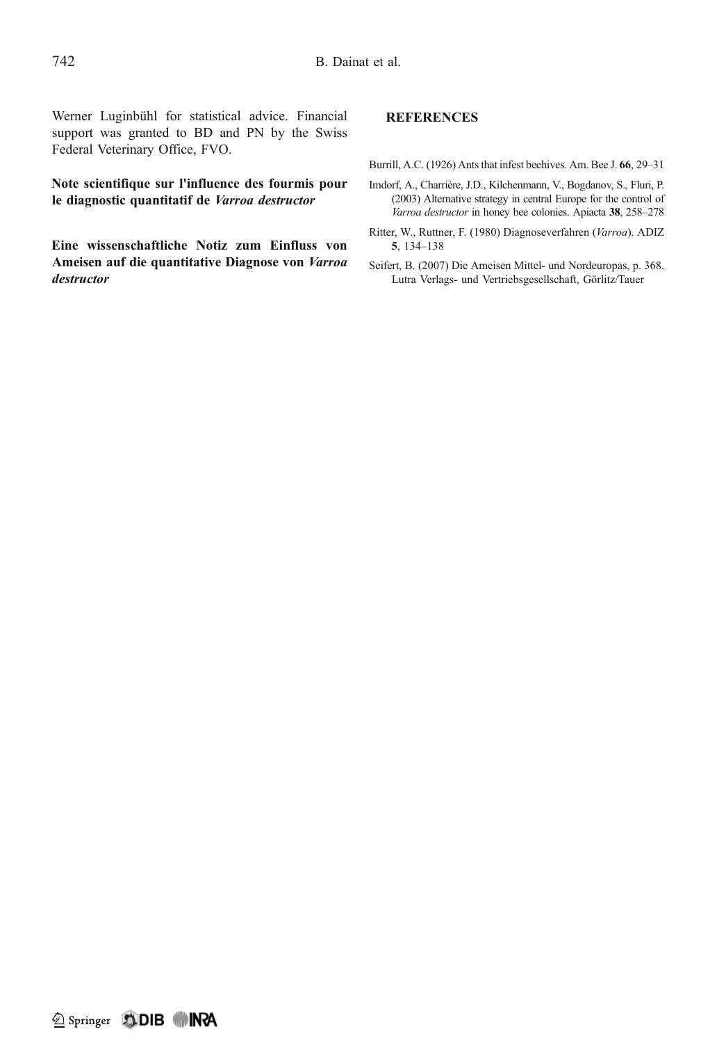Werner Luginbühl for statistical advice. Financial support was granted to BD and PN by the Swiss Federal Veterinary Office, FVO.

**Note scientifique sur l'influence des fourmis pour le diagnostic quantitatif de *Varroa destructor***

**Eine wissenschaftliche Notiz zum Einfluss von Ameisen auf die quantitative Diagnose von *Varroa destructor***

## REFERENCES

Burrill, A.C. (1926) Ants that infest beehives. Am. Bee J. **66**, 29–31

Imdorf, A., Charrière, J.D., Kilchenmann, V., Bogdanov, S., Fluri, P. (2003) Alternative strategy in central Europe for the control of *Varroa destructor* in honey bee colonies. Apiacta **38**, 258–278

Ritter, W., Ruttner, F. (1980) Diagnoseverfahren (*Varroa*). ADIZ **5**, 134–138

Seifert, B. (2007) Die Ameisen Mittel- und Nordeuropas, p. 368. Lutra Verlags- und Vertriebsgesellschaft, Görlitz/Tauer